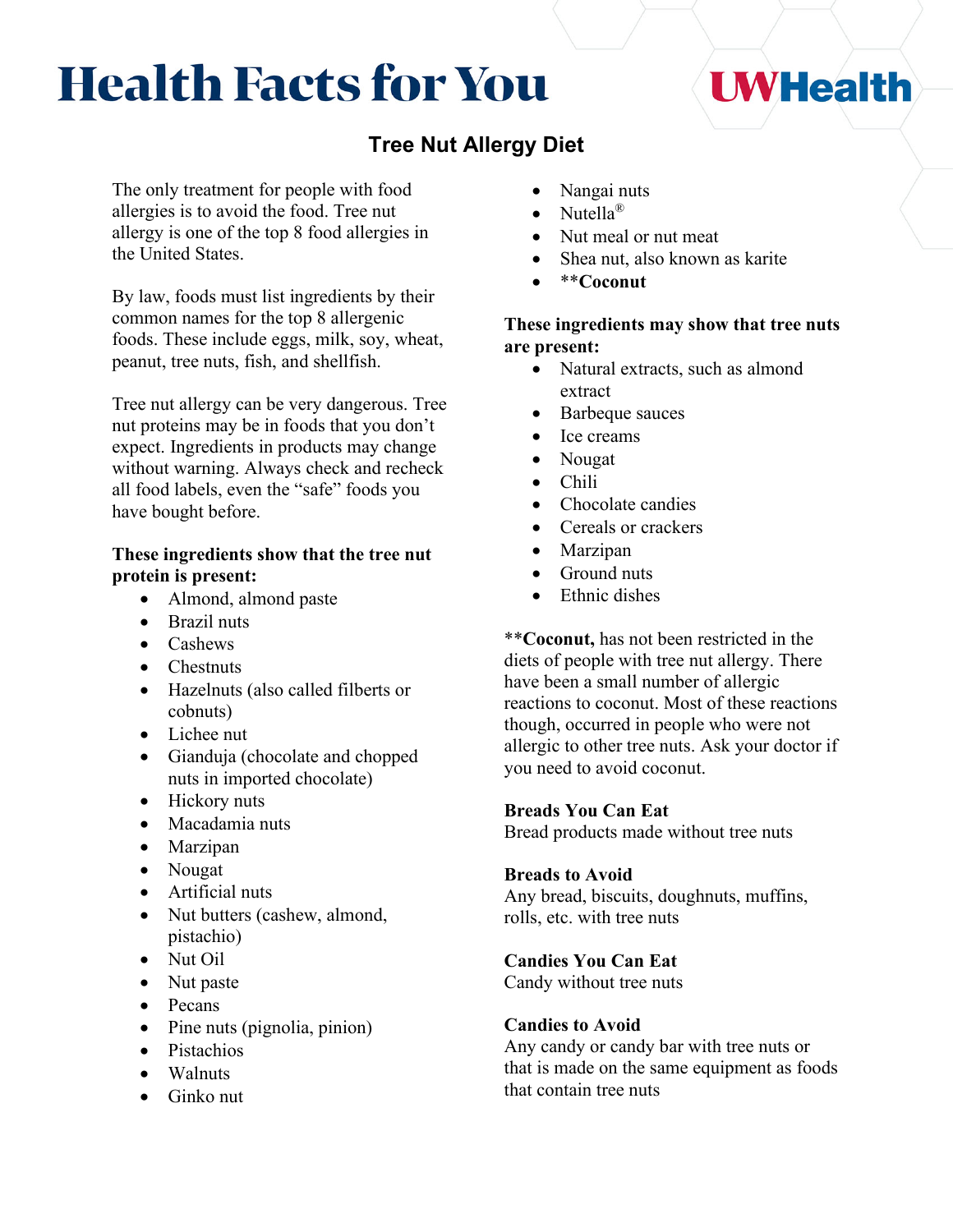# Health Facts for You

## Tree Nut Allergy Diet

The only treatment for people with food allergies is to avoid the food. Tree nut allergy is one of the top 8 food allergies in the United States.

By law, foods must list ingredients by their common names for the top 8 allergenic foods. These include eggs, milk, soy, wheat, peanut, tree nuts, fish, and shellfish.

Tree nut allergy can be very dangerous. Tree nut proteins may be in foods that you don't expect. Ingredients in products may change without warning. Always check and recheck all food labels, even the "safe" foods you have bought before.

**These ingredients show that the tree nut protein is present:**

- Almond, almond paste
- Brazil nuts
- Cashews
- Chestnuts
- Hazelnuts (also called filberts or cobnuts)
- Lichee nut
- Gianduja (chocolate and chopped nuts in imported chocolate)
- Hickory nuts
- Macadamia nuts
- Marzipan
- Nougat
- Artificial nuts
- Nut butters (cashew, almond, pistachio)
- Nut Oil
- Nut paste
- Pecans
- Pine nuts (pignolia, pinion)
- Pistachios
- Walnuts
- Ginko nut
- Nangai nuts
- Nutella®
- Nut meal or nut meat
- Shea nut, also known as karite
- **\*\*Coconut**

**These ingredients may show that tree nuts are present:**

- Natural extracts, such as almond extract
- Barbeque sauces
- Ice creams
- Nougat
- Chili
- Chocolate candies
- Cereals or crackers
- Marzipan
- Ground nuts
- Ethnic dishes

\*\***Coconut,** has not been restricted in the diets of people with tree nut allergy. There have been a small number of allergic reactions to coconut. Most of these reactions though, occurred in people who were not allergic to other tree nuts. Ask your doctor if you need to avoid coconut.

**Breads You Can Eat**
Bread products made without tree nuts

**Breads to Avoid**
Any bread, biscuits, doughnuts, muffins, rolls, etc. with tree nuts

**Candies You Can Eat**
Candy without tree nuts

**Candies to Avoid**
Any candy or candy bar with tree nuts or that is made on the same equipment as foods that contain tree nuts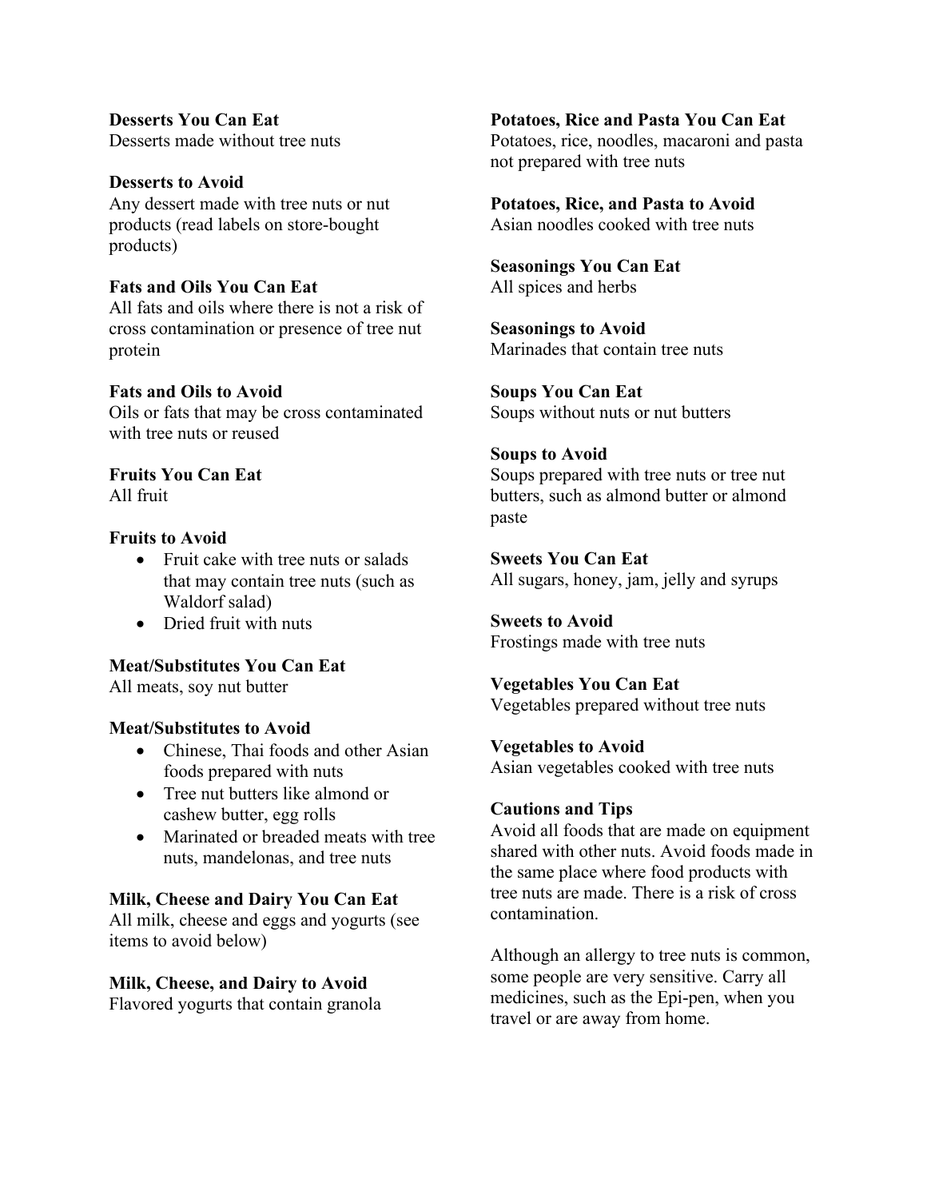**Desserts You Can Eat**
Desserts made without tree nuts

**Desserts to Avoid**
Any dessert made with tree nuts or nut products (read labels on store-bought products)

**Fats and Oils You Can Eat**
All fats and oils where there is not a risk of cross contamination or presence of tree nut protein

**Fats and Oils to Avoid**
Oils or fats that may be cross contaminated with tree nuts or reused

**Fruits You Can Eat**
All fruit

**Fruits to Avoid**

- Fruit cake with tree nuts or salads that may contain tree nuts (such as Waldorf salad)
- Dried fruit with nuts

**Meat/Substitutes You Can Eat**
All meats, soy nut butter

**Meat/Substitutes to Avoid**

- Chinese, Thai foods and other Asian foods prepared with nuts
- Tree nut butters like almond or cashew butter, egg rolls
- Marinated or breaded meats with tree nuts, mandelonas, and tree nuts

**Milk, Cheese and Dairy You Can Eat**
All milk, cheese and eggs and yogurts (see items to avoid below)

**Milk, Cheese, and Dairy to Avoid**
Flavored yogurts that contain granola

**Potatoes, Rice and Pasta You Can Eat**
Potatoes, rice, noodles, macaroni and pasta not prepared with tree nuts

**Potatoes, Rice, and Pasta to Avoid**
Asian noodles cooked with tree nuts

**Seasonings You Can Eat**
All spices and herbs

**Seasonings to Avoid**
Marinades that contain tree nuts

**Soups You Can Eat**
Soups without nuts or nut butters

**Soups to Avoid**
Soups prepared with tree nuts or tree nut butters, such as almond butter or almond paste

**Sweets You Can Eat**
All sugars, honey, jam, jelly and syrups

**Sweets to Avoid**
Frostings made with tree nuts

**Vegetables You Can Eat**
Vegetables prepared without tree nuts

**Vegetables to Avoid**
Asian vegetables cooked with tree nuts

**Cautions and Tips**
Avoid all foods that are made on equipment shared with other nuts. Avoid foods made in the same place where food products with tree nuts are made. There is a risk of cross contamination.

Although an allergy to tree nuts is common, some people are very sensitive. Carry all medicines, such as the Epi-pen, when you travel or are away from home.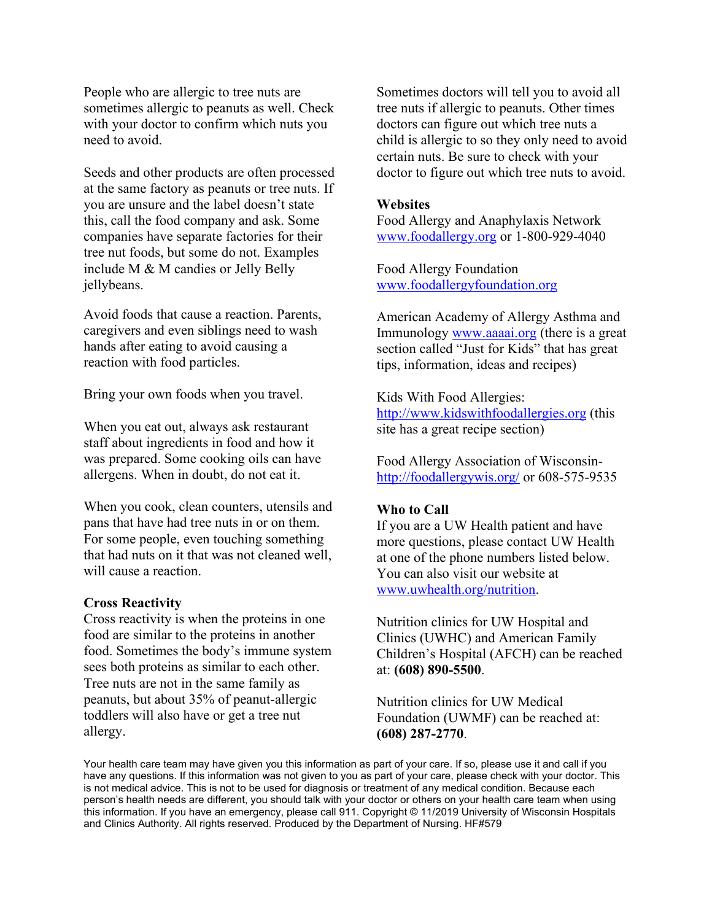People who are allergic to tree nuts are sometimes allergic to peanuts as well. Check with your doctor to confirm which nuts you need to avoid.

Seeds and other products are often processed at the same factory as peanuts or tree nuts. If you are unsure and the label doesn't state this, call the food company and ask. Some companies have separate factories for their tree nut foods, but some do not. Examples include M & M candies or Jelly Belly jellybeans.

Avoid foods that cause a reaction. Parents, caregivers and even siblings need to wash hands after eating to avoid causing a reaction with food particles.

Bring your own foods when you travel.

When you eat out, always ask restaurant staff about ingredients in food and how it was prepared. Some cooking oils can have allergens. When in doubt, do not eat it.

When you cook, clean counters, utensils and pans that have had tree nuts in or on them. For some people, even touching something that had nuts on it that was not cleaned well, will cause a reaction.

**Cross Reactivity**

Cross reactivity is when the proteins in one food are similar to the proteins in another food. Sometimes the body's immune system sees both proteins as similar to each other. Tree nuts are not in the same family as peanuts, but about 35% of peanut-allergic toddlers will also have or get a tree nut allergy.

Sometimes doctors will tell you to avoid all tree nuts if allergic to peanuts. Other times doctors can figure out which tree nuts a child is allergic to so they only need to avoid certain nuts. Be sure to check with your doctor to figure out which tree nuts to avoid.

**Websites**

Food Allergy and Anaphylaxis Network
www.foodallergy.org or 1-800-929-4040

Food Allergy Foundation
www.foodallergyfoundation.org

American Academy of Allergy Asthma and Immunology www.aaaai.org (there is a great section called "Just for Kids" that has great tips, information, ideas and recipes)

Kids With Food Allergies:
http://www.kidswithfoodallergies.org (this site has a great recipe section)

Food Allergy Association of Wisconsin-
http://foodallergywis.org/ or 608-575-9535

**Who to Call**

If you are a UW Health patient and have more questions, please contact UW Health at one of the phone numbers listed below. You can also visit our website at www.uwhealth.org/nutrition.

Nutrition clinics for UW Hospital and Clinics (UWHC) and American Family Children's Hospital (AFCH) can be reached at: **(608) 890-5500**.

Nutrition clinics for UW Medical Foundation (UWMF) can be reached at: **(608) 287-2770**.

Your health care team may have given you this information as part of your care. If so, please use it and call if you have any questions. If this information was not given to you as part of your care, please check with your doctor. This is not medical advice. This is not to be used for diagnosis or treatment of any medical condition. Because each person's health needs are different, you should talk with your doctor or others on your health care team when using this information. If you have an emergency, please call 911. Copyright © 11/2019 University of Wisconsin Hospitals and Clinics Authority. All rights reserved. Produced by the Department of Nursing. HF#579